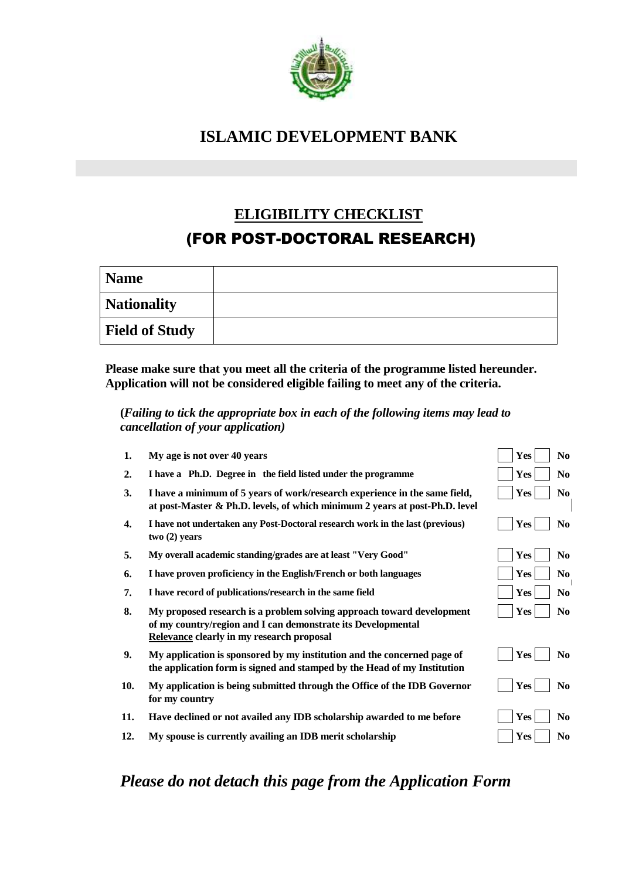# ISLAMIC DEVELOPMENT BANK

## ELIGIBILITY CHECKLIST
## (FOR POST-DOCTORAL RESEARCH)

| **Name** | |
|---|---|
| **Nationality** | |
| **Field of Study** | |

**Please make sure that you meet all the criteria of the programme listed hereunder. Application will not be considered eligible failing to meet any of the criteria.**

**(*Failing to tick the appropriate box in each of the following items may lead to cancellation of your application)***

| | | | |
|---|---|---|---|
| **1.** | **My age is not over 40 years** | ☐ **Yes** | ☐ **No** |
| **2.** | **I have a Ph.D. Degree in the field listed under the programme** | ☐ **Yes** | ☐ **No** |
| **3.** | **I have a minimum of 5 years of work/research experience in the same field, at post-Master & Ph.D. levels, of which minimum 2 years at post-Ph.D. level** | ☐ **Yes** | ☐ **No** |
| **4.** | **I have not undertaken any Post-Doctoral research work in the last (previous) two (2) years** | ☐ **Yes** | ☐ **No** |
| **5.** | **My overall academic standing/grades are at least "Very Good"** | ☐ **Yes** | ☐ **No** |
| **6.** | **I have proven proficiency in the English/French or both languages** | ☐ **Yes** | ☐ **No** |
| **7.** | **I have record of publications/research in the same field** | ☐ **Yes** | ☐ **No** |
| **8.** | **My proposed research is a problem solving approach toward development of my country/region and I can demonstrate its Developmental Relevance clearly in my research proposal** | ☐ **Yes** | ☐ **No** |
| **9.** | **My application is sponsored by my institution and the concerned page of the application form is signed and stamped by the Head of my Institution** | ☐ **Yes** | ☐ **No** |
| **10.** | **My application is being submitted through the Office of the IDB Governor for my country** | ☐ **Yes** | ☐ **No** |
| **11.** | **Have declined or not availed any IDB scholarship awarded to me before** | ☐ **Yes** | ☐ **No** |
| **12.** | **My spouse is currently availing an IDB merit scholarship** | ☐ **Yes** | ☐ **No** |

***Please do not detach this page from the Application Form***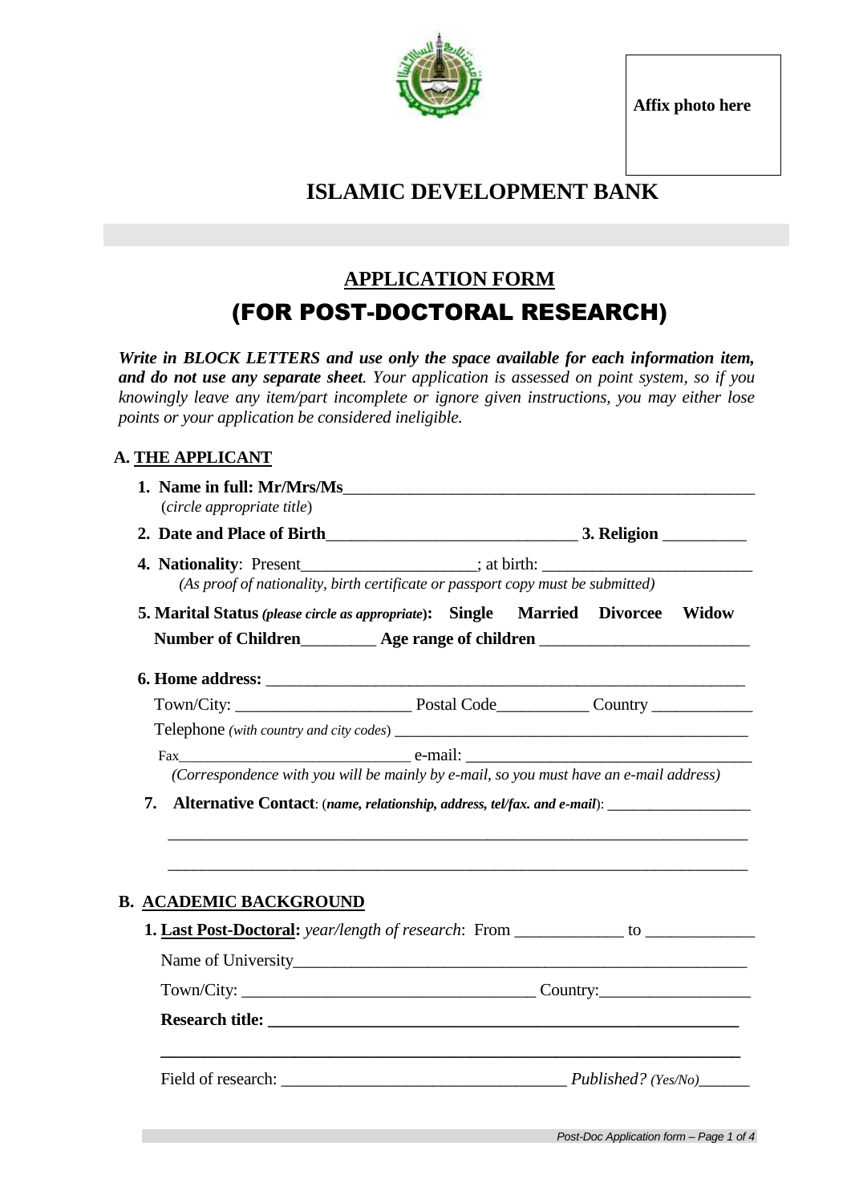Affix photo here

# ISLAMIC DEVELOPMENT BANK

## APPLICATION FORM

## (FOR POST-DOCTORAL RESEARCH)

***Write in BLOCK LETTERS and use only the space available for each information item, and do not use any separate sheet****. Your application is assessed on point system, so if you knowingly leave any item/part incomplete or ignore given instructions, you may either lose points or your application be considered ineligible.*

### A. THE APPLICANT

1. **Name in full: Mr/Mrs/Ms**\_\_\_\_\_\_\_\_\_\_\_\_\_\_\_\_\_\_\_\_\_\_\_\_\_\_\_\_\_\_\_\_\_\_\_\_\_\_\_\_\_\_\_\_\_\_\_\_
   (*circle appropriate title*)
2. **Date and Place of Birth**\_\_\_\_\_\_\_\_\_\_\_\_\_\_\_\_\_\_\_\_\_\_\_\_\_\_\_\_\_\_ **3. Religion** \_\_\_\_\_\_\_\_\_\_
4. **Nationality**: Present\_\_\_\_\_\_\_\_\_\_\_\_\_\_\_\_\_\_\_\_; at birth: \_\_\_\_\_\_\_\_\_\_\_\_\_\_\_\_\_\_\_\_\_\_\_\_\_
   *(As proof of nationality, birth certificate or passport copy must be submitted)*
5. **Marital Status** ***(please circle as appropriate)*****: Single Married Divorcee Widow**
   **Number of Children**\_\_\_\_\_\_\_\_\_ **Age range of children** \_\_\_\_\_\_\_\_\_\_\_\_\_\_\_\_\_\_\_\_\_\_\_\_\_
6. **Home address:** \_\_\_\_\_\_\_\_\_\_\_\_\_\_\_\_\_\_\_\_\_\_\_\_\_\_\_\_\_\_\_\_\_\_\_\_\_\_\_\_\_\_\_\_\_\_\_\_\_\_\_\_\_\_\_\_\_\_\_
   Town/City: \_\_\_\_\_\_\_\_\_\_\_\_\_\_\_\_\_\_\_\_\_ Postal Code\_\_\_\_\_\_\_\_\_\_\_ Country \_\_\_\_\_\_\_\_\_\_\_\_
   Telephone *(with country and city codes)* \_\_\_\_\_\_\_\_\_\_\_\_\_\_\_\_\_\_\_\_\_\_\_\_\_\_\_\_\_\_\_\_\_\_\_\_\_\_\_\_\_\_\_\_
   Fax\_\_\_\_\_\_\_\_\_\_\_\_\_\_\_\_\_\_\_\_\_\_\_\_\_\_\_\_\_\_ e-mail: \_\_\_\_\_\_\_\_\_\_\_\_\_\_\_\_\_\_\_\_\_\_\_\_\_\_\_\_\_\_\_\_\_\_
   *(Correspondence with you will be mainly by e-mail, so you must have an e-mail address)*
7. **Alternative Contact**: (***name, relationship, address, tel/fax. and e-mail***): \_\_\_\_\_\_\_\_\_\_\_\_\_\_\_\_\_\_
   \_\_\_\_\_\_\_\_\_\_\_\_\_\_\_\_\_\_\_\_\_\_\_\_\_\_\_\_\_\_\_\_\_\_\_\_\_\_\_\_\_\_\_\_\_\_\_\_\_\_\_\_\_\_\_\_\_\_\_\_\_\_\_\_\_\_\_\_\_\_\_\_
   \_\_\_\_\_\_\_\_\_\_\_\_\_\_\_\_\_\_\_\_\_\_\_\_\_\_\_\_\_\_\_\_\_\_\_\_\_\_\_\_\_\_\_\_\_\_\_\_\_\_\_\_\_\_\_\_\_\_\_\_\_\_\_\_\_\_\_\_\_\_\_\_

### B. ACADEMIC BACKGROUND

1. **Last Post-Doctoral:** *year/length of research*: From \_\_\_\_\_\_\_\_\_\_\_\_\_ to \_\_\_\_\_\_\_\_\_\_\_\_\_
   Name of University\_\_\_\_\_\_\_\_\_\_\_\_\_\_\_\_\_\_\_\_\_\_\_\_\_\_\_\_\_\_\_\_\_\_\_\_\_\_\_\_\_\_\_\_\_\_\_\_\_\_\_\_\_\_\_\_
   Town/City: \_\_\_\_\_\_\_\_\_\_\_\_\_\_\_\_\_\_\_\_\_\_\_\_\_\_\_\_\_\_\_\_\_\_\_\_ Country:\_\_\_\_\_\_\_\_\_\_\_\_\_\_\_\_\_\_
   **Research title: \_\_\_\_\_\_\_\_\_\_\_\_\_\_\_\_\_\_\_\_\_\_\_\_\_\_\_\_\_\_\_\_\_\_\_\_\_\_\_\_\_\_\_\_\_\_\_\_\_\_\_\_\_\_\_\_\_\_**
   **\_\_\_\_\_\_\_\_\_\_\_\_\_\_\_\_\_\_\_\_\_\_\_\_\_\_\_\_\_\_\_\_\_\_\_\_\_\_\_\_\_\_\_\_\_\_\_\_\_\_\_\_\_\_\_\_\_\_\_\_\_\_\_\_\_\_\_\_\_**
   Field of research: \_\_\_\_\_\_\_\_\_\_\_\_\_\_\_\_\_\_\_\_\_\_\_\_\_\_\_\_\_\_\_\_\_\_\_ *Published? (Yes/No)*\_\_\_\_\_\_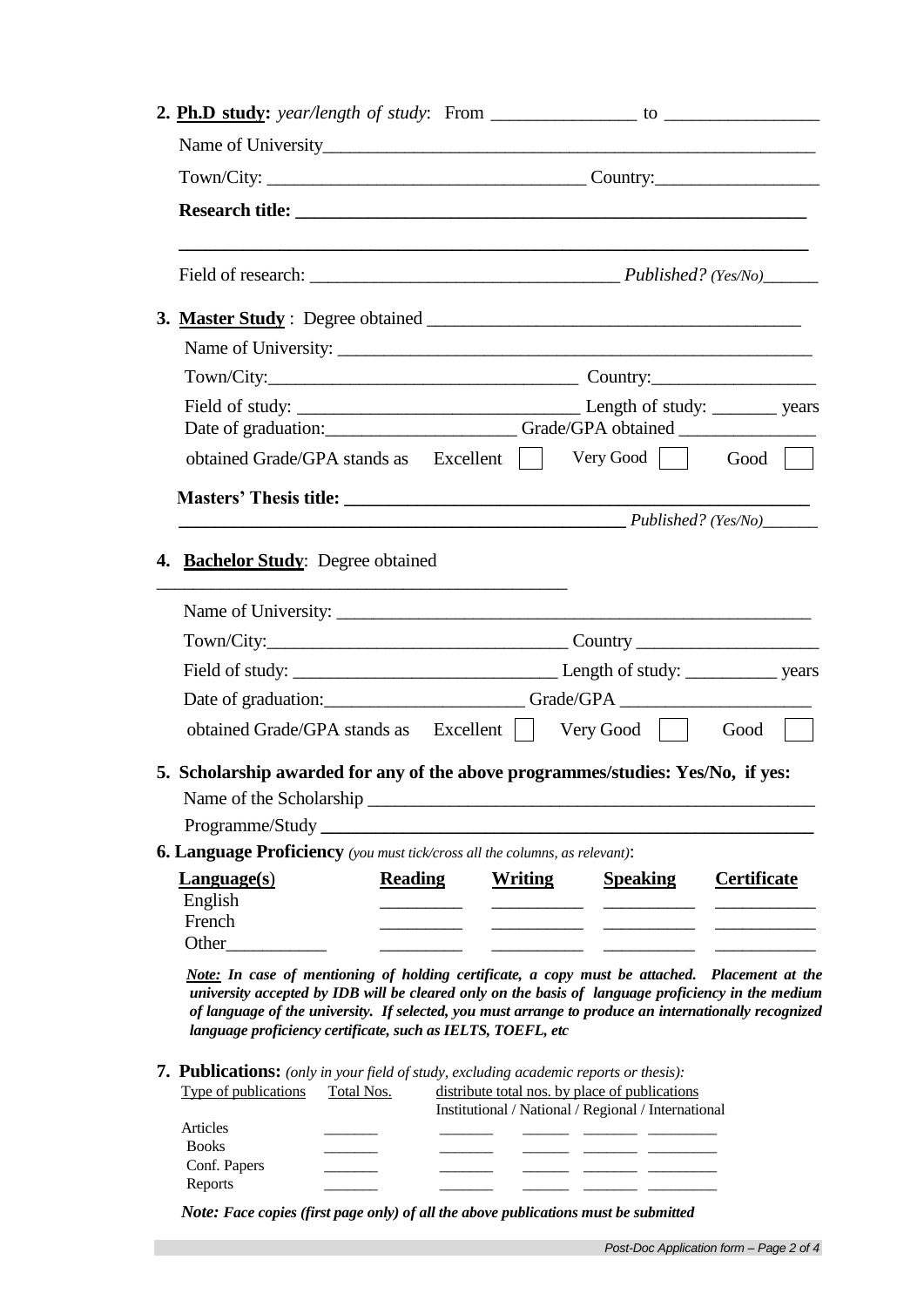**2. Ph.D study:** *year/length of study*: From ________________ to _________________

Name of University_______________________________________________________

Town/City: ___________________________________ Country:__________________

**Research title: ___________________________________________________________**

**___________________________________________________________________________**

Field of research: __________________________________ *Published? (Yes/No)*_______

**3. Master Study** : Degree obtained __________________________________________

Name of University: ______________________________________________________

Town/City:__________________________________ Country:__________________

Field of study: _______________________________ Length of study: _______ years

Date of graduation:_____________________ Grade/GPA obtained ________________

obtained Grade/GPA stands as Excellent ☐ Very Good ☐ Good ☐

**Masters' Thesis title: ___________________________________________________**

**____________________________________________________** *Published? (Yes/No)*_______

**4. Bachelor Study**: Degree obtained

_________________________________________________

Name of University: ______________________________________________________

Town/City:_________________________________ Country ____________________

Field of study: ______________________________ Length of study: __________ years

Date of graduation:______________________ Grade/GPA _____________________

obtained Grade/GPA stands as Excellent ☐ Very Good ☐ Good ☐

**5. Scholarship awarded for any of the above programmes/studies: Yes/No, if yes:**

Name of the Scholarship ___________________________________________________

Programme/Study **______________________________________________________**

**6. Language Proficiency** *(you must tick/cross all the columns, as relevant)*:

| **Language(s)** | **Reading** | **Writing** | **Speaking** | **Certificate** |
|---|---|---|---|---|
| English | _________ | __________ | __________ | ___________ |
| French | _________ | __________ | __________ | ___________ |
| Other___________ | _________ | __________ | __________ | ___________ |

***Note:*** ***In case of mentioning of holding certificate, a copy must be attached. Placement at the university accepted by IDB will be cleared only on the basis of language proficiency in the medium of language of the university. If selected, you must arrange to produce an internationally recognized language proficiency certificate, such as IELTS, TOEFL, etc***

**7. Publications:** *(only in your field of study, excluding academic reports or thesis):*

| Type of publications | Total Nos. | distribute total nos. by place of publications Institutional | National | Regional | International |
|---|---|---|---|---|---|
| Articles | _______ | _______ | ______ | _______ | _________ |
| Books | _______ | _______ | ______ | _______ | _________ |
| Conf. Papers | _______ | _______ | ______ | _______ | _________ |
| Reports | _______ | _______ | ______ | _______ | _________ |

***Note: Face copies (first page only) of all the above publications must be submitted***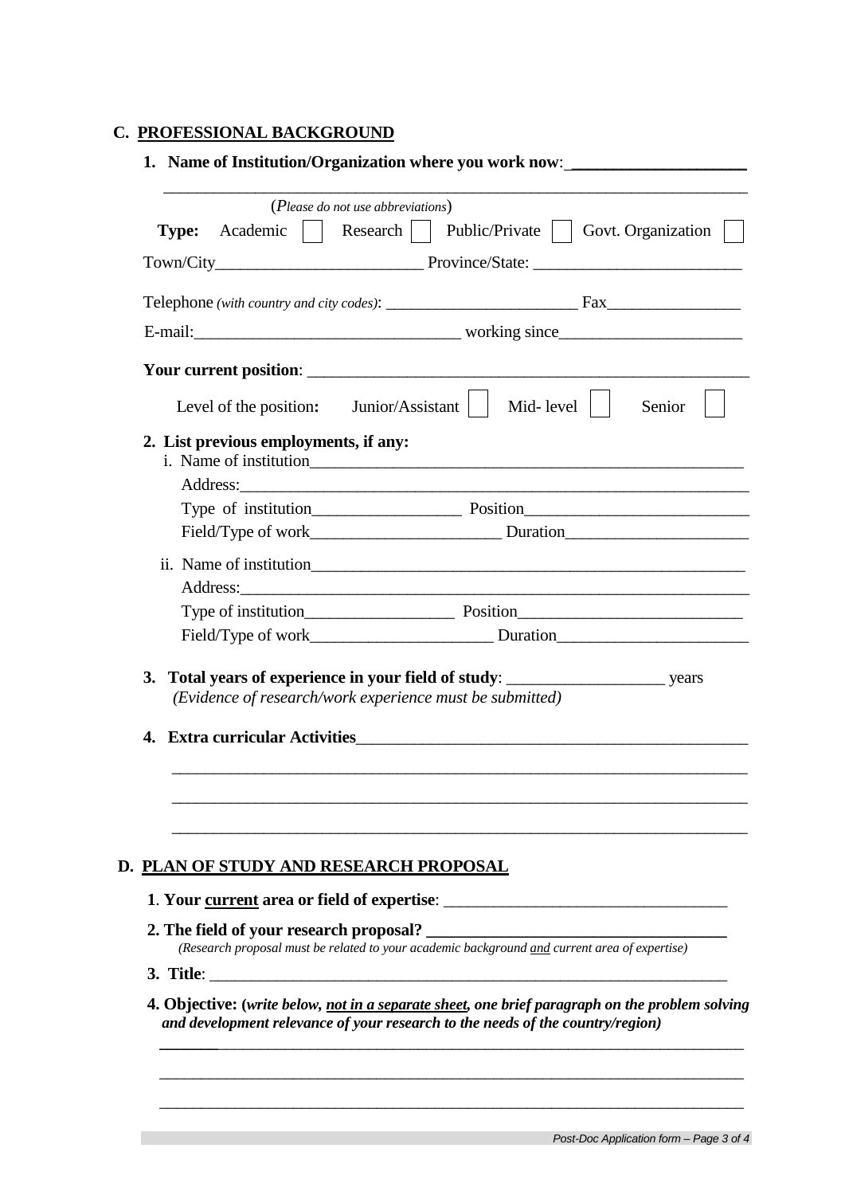## C. PROFESSIONAL BACKGROUND

**1. Name of Institution/Organization where you work now**: ____________________

______________________________________________________________________

(*Please do not use abbreviations*)

**Type:** Academic ☐ Research ☐ Public/Private ☐ Govt. Organization ☐

Town/City________________________ Province/State: ________________________

Telephone *(with country and city codes)*: ______________________ Fax_______________

E-mail:______________________________ working since_____________________

**Your current position**: ___________________________________________________

Level of the position**:** Junior/Assistant ☐ Mid- level ☐ Senior ☐

**2. List previous employments, if any:**

i. Name of institution_____________________________________________________

Address:_______________________________________________________________

Type of institution_________________ Position__________________________

Field/Type of work______________________ Duration_____________________

ii. Name of institution_____________________________________________________

Address:_______________________________________________________________

Type of institution_________________ Position__________________________

Field/Type of work_____________________ Duration______________________

**3. Total years of experience in your field of study**: __________________ years

*(Evidence of research/work experience must be submitted)*

**4. Extra curricular Activities**______________________________________________

______________________________________________________________________

______________________________________________________________________

______________________________________________________________________

## D. PLAN OF STUDY AND RESEARCH PROPOSAL

**1**. **Your current area or field of expertise**: _________________________________

**2. The field of your research proposal? ___________________________________**

*(Research proposal must be related to your academic background and current area of expertise)*

**3. Title**: _______________________________________________________________

**4. Objective: (*write below, not in a separate sheet, one brief paragraph on the problem solving and development relevance of your research to the needs of the country/region*)**

______________________________________________________________________

______________________________________________________________________

______________________________________________________________________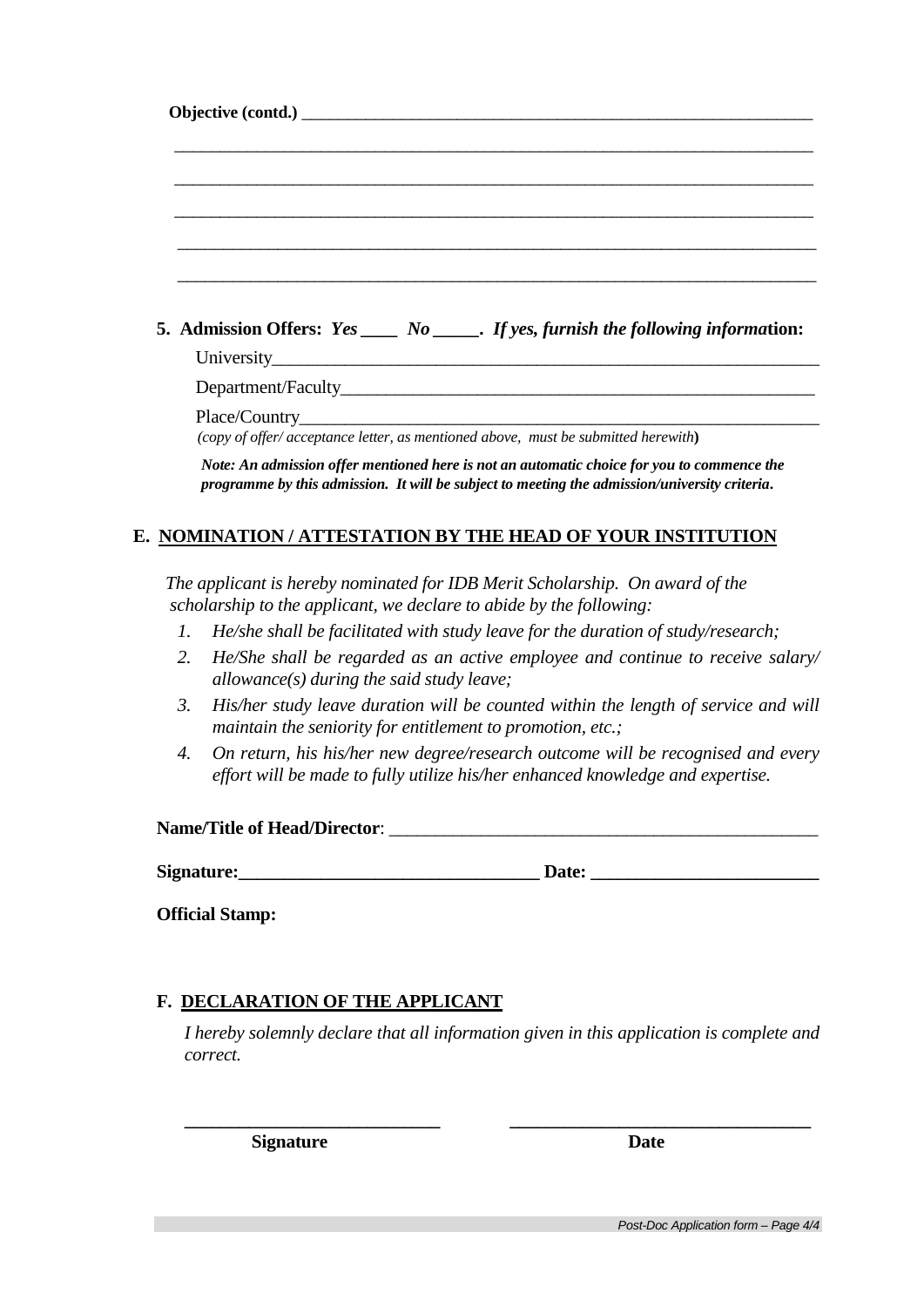**Objective (contd.)** ______________________________________________________________

______________________________________________________________________________

______________________________________________________________________________

______________________________________________________________________________

______________________________________________________________________________

______________________________________________________________________________

5. **Admission Offers:** ***Yes* ____ *No* _____. *If yes, furnish the following information:***

   University_______________________________________________________________

   Department/Faculty_______________________________________________________

   Place/Country____________________________________________________________

   *(copy of offer/ acceptance letter, as mentioned above, must be submitted herewith*)

   ***Note: An admission offer mentioned here is not an automatic choice for you to commence the programme by this admission. It will be subject to meeting the admission/university criteria.***

## E. NOMINATION / ATTESTATION BY THE HEAD OF YOUR INSTITUTION

*The applicant is hereby nominated for IDB Merit Scholarship. On award of the scholarship to the applicant, we declare to abide by the following:*

1. *He/she shall be facilitated with study leave for the duration of study/research;*
2. *He/She shall be regarded as an active employee and continue to receive salary/ allowance(s) during the said study leave;*
3. *His/her study leave duration will be counted within the length of service and will maintain the seniority for entitlement to promotion, etc.;*
4. *On return, his his/her new degree/research outcome will be recognised and every effort will be made to fully utilize his/her enhanced knowledge and expertise.*

**Name/Title of Head/Director**: _________________________________________________

**Signature:_________________________________ Date: _________________________**

**Official Stamp:**

## F. DECLARATION OF THE APPLICANT

*I hereby solemnly declare that all information given in this application is complete and correct.*

____________________________ ________________________________

**Signature** **Date**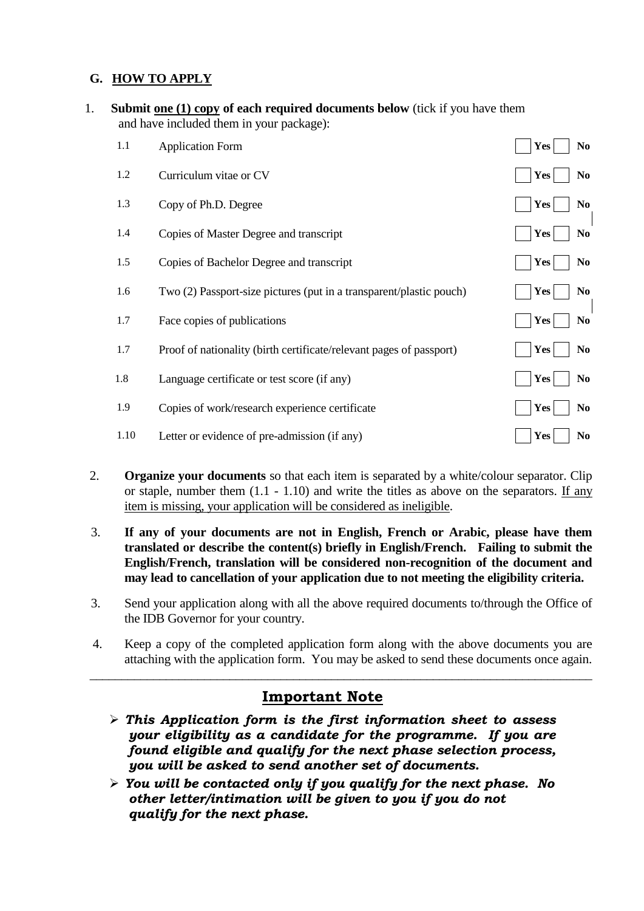## G. HOW TO APPLY

1. **Submit one (1) copy of each required documents below** (tick if you have them and have included them in your package):

| | | | |
|---|---|---|---|
| 1.1 | Application Form | ☐ **Yes** | ☐ **No** |
| 1.2 | Curriculum vitae or CV | ☐ **Yes** | ☐ **No** |
| 1.3 | Copy of Ph.D. Degree | ☐ **Yes** | ☐ **No** |
| 1.4 | Copies of Master Degree and transcript | ☐ **Yes** | ☐ **No** |
| 1.5 | Copies of Bachelor Degree and transcript | ☐ **Yes** | ☐ **No** |
| 1.6 | Two (2) Passport-size pictures (put in a transparent/plastic pouch) | ☐ **Yes** | ☐ **No** |
| 1.7 | Face copies of publications | ☐ **Yes** | ☐ **No** |
| 1.7 | Proof of nationality (birth certificate/relevant pages of passport) | ☐ **Yes** | ☐ **No** |
| 1.8 | Language certificate or test score (if any) | ☐ **Yes** | ☐ **No** |
| 1.9 | Copies of work/research experience certificate | ☐ **Yes** | ☐ **No** |
| 1.10 | Letter or evidence of pre-admission (if any) | ☐ **Yes** | ☐ **No** |

2. **Organize your documents** so that each item is separated by a white/colour separator. Clip or staple, number them (1.1 - 1.10) and write the titles as above on the separators. If any item is missing, your application will be considered as ineligible.

3. **If any of your documents are not in English, French or Arabic, please have them translated or describe the content(s) briefly in English/French. Failing to submit the English/French, translation will be considered non-recognition of the document and may lead to cancellation of your application due to not meeting the eligibility criteria.**

3. Send your application along with all the above required documents to/through the Office of the IDB Governor for your country.

4. Keep a copy of the completed application form along with the above documents you are attaching with the application form. You may be asked to send these documents once again.

---

## Important Note

- ***This Application form is the first information sheet to assess your eligibility as a candidate for the programme. If you are found eligible and qualify for the next phase selection process, you will be asked to send another set of documents.***
- ***You will be contacted only if you qualify for the next phase. No other letter/intimation will be given to you if you do not qualify for the next phase.***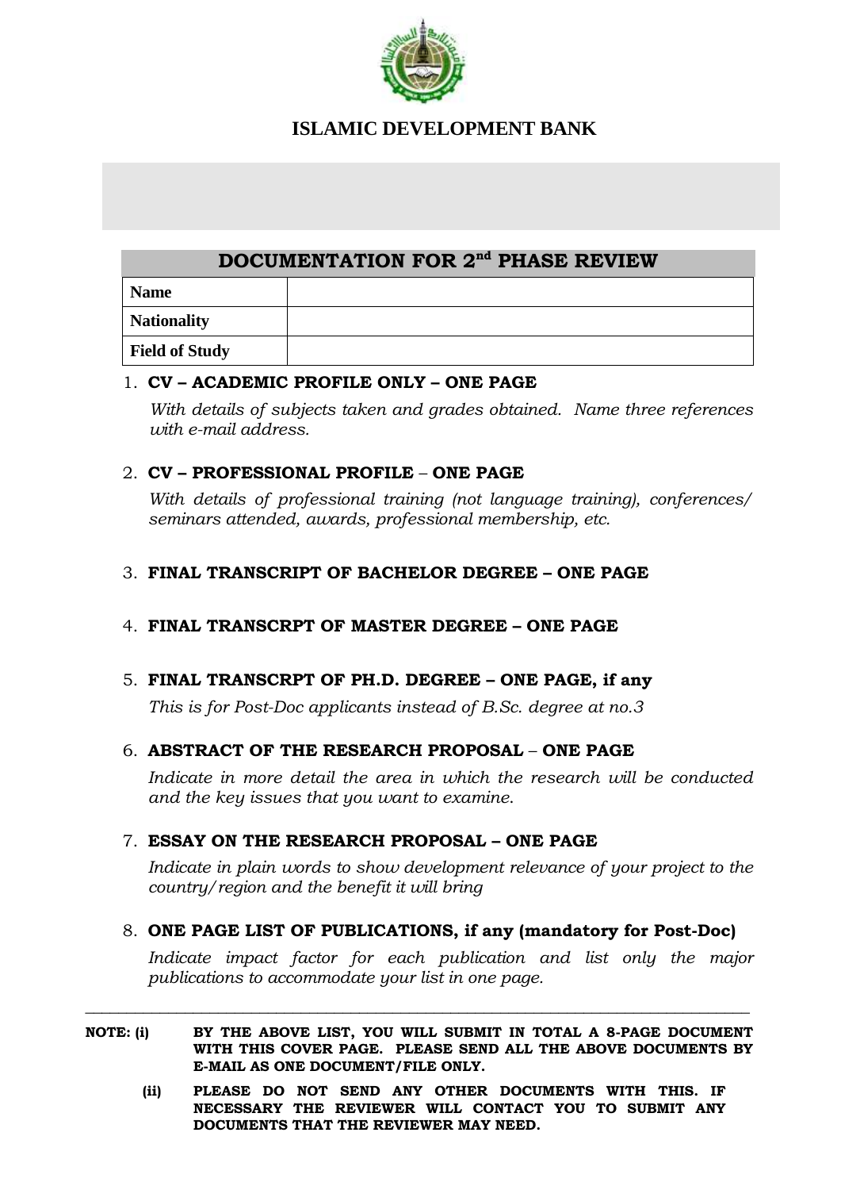# ISLAMIC DEVELOPMENT BANK

## DOCUMENTATION FOR 2nd PHASE REVIEW

| | |
|---|---|
| **Name** | |
| **Nationality** | |
| **Field of Study** | |

1. **CV – ACADEMIC PROFILE ONLY – ONE PAGE**

   *With details of subjects taken and grades obtained. Name three references with e-mail address.*

2. **CV – PROFESSIONAL PROFILE – ONE PAGE**

   *With details of professional training (not language training), conferences/ seminars attended, awards, professional membership, etc.*

3. **FINAL TRANSCRIPT OF BACHELOR DEGREE – ONE PAGE**

4. **FINAL TRANSCRPT OF MASTER DEGREE – ONE PAGE**

5. **FINAL TRANSCRPT OF PH.D. DEGREE – ONE PAGE, if any**

   *This is for Post-Doc applicants instead of B.Sc. degree at no.3*

6. **ABSTRACT OF THE RESEARCH PROPOSAL – ONE PAGE**

   *Indicate in more detail the area in which the research will be conducted and the key issues that you want to examine.*

7. **ESSAY ON THE RESEARCH PROPOSAL – ONE PAGE**

   *Indicate in plain words to show development relevance of your project to the country/region and the benefit it will bring*

8. **ONE PAGE LIST OF PUBLICATIONS, if any (mandatory for Post-Doc)**

   *Indicate impact factor for each publication and list only the major publications to accommodate your list in one page.*

---

**NOTE: (i)** **BY THE ABOVE LIST, YOU WILL SUBMIT IN TOTAL A 8-PAGE DOCUMENT WITH THIS COVER PAGE. PLEASE SEND ALL THE ABOVE DOCUMENTS BY E-MAIL AS ONE DOCUMENT/FILE ONLY.**

**(ii)** **PLEASE DO NOT SEND ANY OTHER DOCUMENTS WITH THIS. IF NECESSARY THE REVIEWER WILL CONTACT YOU TO SUBMIT ANY DOCUMENTS THAT THE REVIEWER MAY NEED.**